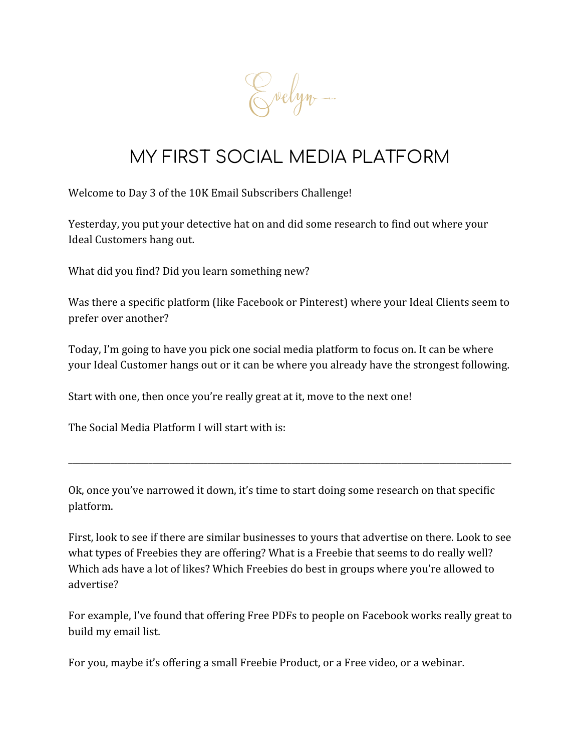Evelyn

# MY FIRST SOCIAL MEDIA PLATFORM

Welcome to Day 3 of the 10K Email Subscribers Challenge!

Yesterday, you put your detective hat on and did some research to find out where your Ideal Customers hang out.

What did you find? Did you learn something new?

Was there a specific platform (like Facebook or Pinterest) where your Ideal Clients seem to prefer over another?

Today, I'm going to have you pick one social media platform to focus on. It can be where your Ideal Customer hangs out or it can be where you already have the strongest following.

Start with one, then once you're really great at it, move to the next one!

The Social Media Platform I will start with is:

______________________________________________________________________________

Ok, once you've narrowed it down, it's time to start doing some research on that specific platform.

First, look to see if there are similar businesses to yours that advertise on there. Look to see what types of Freebies they are offering? What is a Freebie that seems to do really well? Which ads have a lot of likes? Which Freebies do best in groups where you're allowed to advertise?

For example, I've found that offering Free PDFs to people on Facebook works really great to build my email list.

For you, maybe it's offering a small Freebie Product, or a Free video, or a webinar.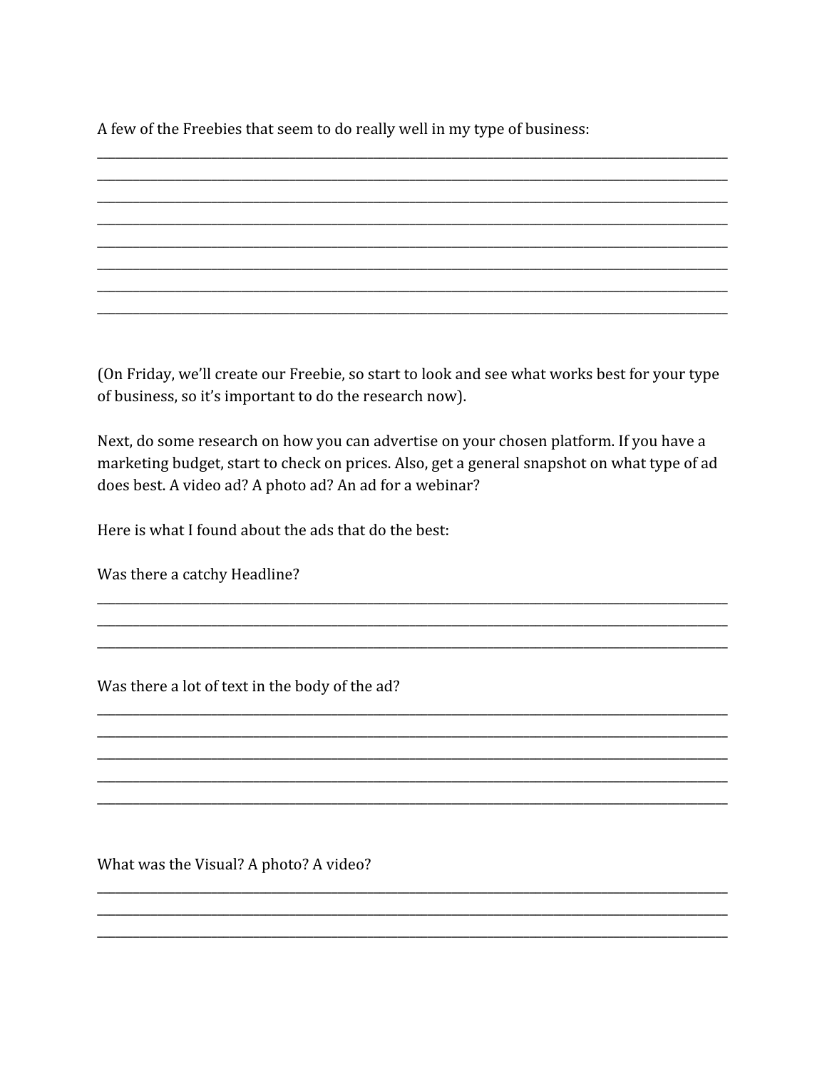A few of the Freebies that seem to do really well in my type of business:

______________________________________________________________________________
______________________________________________________________________________
______________________________________________________________________________
______________________________________________________________________________
______________________________________________________________________________
______________________________________________________________________________
______________________________________________________________________________
______________________________________________________________________________

(On Friday, we'll create our Freebie, so start to look and see what works best for your type of business, so it's important to do the research now).

Next, do some research on how you can advertise on your chosen platform. If you have a marketing budget, start to check on prices. Also, get a general snapshot on what type of ad does best. A video ad? A photo ad? An ad for a webinar?

Here is what I found about the ads that do the best:

Was there a catchy Headline?

______________________________________________________________________________
______________________________________________________________________________
______________________________________________________________________________

Was there a lot of text in the body of the ad?

______________________________________________________________________________
______________________________________________________________________________
______________________________________________________________________________
______________________________________________________________________________
______________________________________________________________________________

What was the Visual? A photo? A video?

______________________________________________________________________________
______________________________________________________________________________
______________________________________________________________________________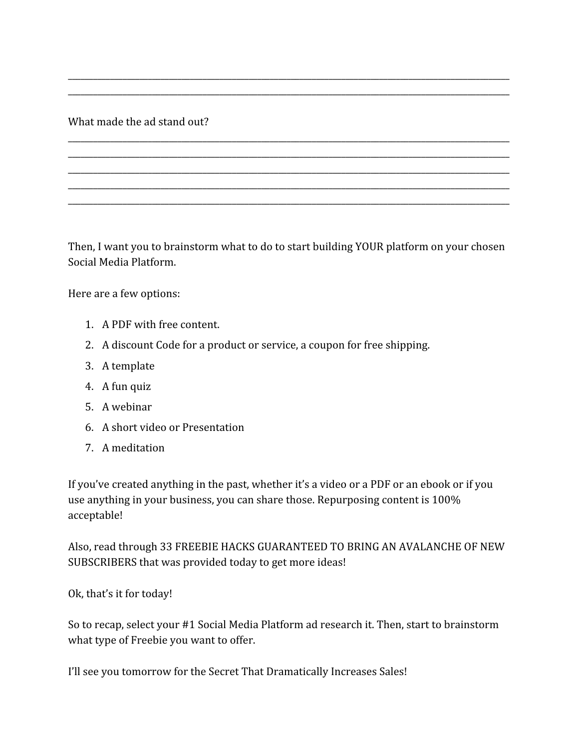\_\_\_\_\_\_\_\_\_\_\_\_\_\_\_\_\_\_\_\_\_\_\_\_\_\_\_\_\_\_\_\_\_\_\_\_\_\_\_\_\_\_\_\_\_\_\_\_\_\_\_\_\_\_\_\_\_\_\_\_\_\_\_\_\_\_\_\_\_\_\_\_\_\_\_\_\_\_\_\_\_\_\_\_\_\_\_\_\_\_

\_\_\_\_\_\_\_\_\_\_\_\_\_\_\_\_\_\_\_\_\_\_\_\_\_\_\_\_\_\_\_\_\_\_\_\_\_\_\_\_\_\_\_\_\_\_\_\_\_\_\_\_\_\_\_\_\_\_\_\_\_\_\_\_\_\_\_\_\_\_\_\_\_\_\_\_\_\_\_\_\_\_\_\_\_\_\_\_\_\_

What made the ad stand out?

\_\_\_\_\_\_\_\_\_\_\_\_\_\_\_\_\_\_\_\_\_\_\_\_\_\_\_\_\_\_\_\_\_\_\_\_\_\_\_\_\_\_\_\_\_\_\_\_\_\_\_\_\_\_\_\_\_\_\_\_\_\_\_\_\_\_\_\_\_\_\_\_\_\_\_\_\_\_\_\_\_\_\_\_\_\_\_\_\_\_

\_\_\_\_\_\_\_\_\_\_\_\_\_\_\_\_\_\_\_\_\_\_\_\_\_\_\_\_\_\_\_\_\_\_\_\_\_\_\_\_\_\_\_\_\_\_\_\_\_\_\_\_\_\_\_\_\_\_\_\_\_\_\_\_\_\_\_\_\_\_\_\_\_\_\_\_\_\_\_\_\_\_\_\_\_\_\_\_\_\_

\_\_\_\_\_\_\_\_\_\_\_\_\_\_\_\_\_\_\_\_\_\_\_\_\_\_\_\_\_\_\_\_\_\_\_\_\_\_\_\_\_\_\_\_\_\_\_\_\_\_\_\_\_\_\_\_\_\_\_\_\_\_\_\_\_\_\_\_\_\_\_\_\_\_\_\_\_\_\_\_\_\_\_\_\_\_\_\_\_\_

\_\_\_\_\_\_\_\_\_\_\_\_\_\_\_\_\_\_\_\_\_\_\_\_\_\_\_\_\_\_\_\_\_\_\_\_\_\_\_\_\_\_\_\_\_\_\_\_\_\_\_\_\_\_\_\_\_\_\_\_\_\_\_\_\_\_\_\_\_\_\_\_\_\_\_\_\_\_\_\_\_\_\_\_\_\_\_\_\_\_

\_\_\_\_\_\_\_\_\_\_\_\_\_\_\_\_\_\_\_\_\_\_\_\_\_\_\_\_\_\_\_\_\_\_\_\_\_\_\_\_\_\_\_\_\_\_\_\_\_\_\_\_\_\_\_\_\_\_\_\_\_\_\_\_\_\_\_\_\_\_\_\_\_\_\_\_\_\_\_\_\_\_\_\_\_\_\_\_\_\_

Then, I want you to brainstorm what to do to start building YOUR platform on your chosen Social Media Platform.

Here are a few options:

1. A PDF with free content.
2. A discount Code for a product or service, a coupon for free shipping.
3. A template
4. A fun quiz
5. A webinar
6. A short video or Presentation
7. A meditation

If you've created anything in the past, whether it's a video or a PDF or an ebook or if you use anything in your business, you can share those. Repurposing content is 100% acceptable!

Also, read through 33 FREEBIE HACKS GUARANTEED TO BRING AN AVALANCHE OF NEW SUBSCRIBERS that was provided today to get more ideas!

Ok, that's it for today!

So to recap, select your #1 Social Media Platform ad research it. Then, start to brainstorm what type of Freebie you want to offer.

I'll see you tomorrow for the Secret That Dramatically Increases Sales!